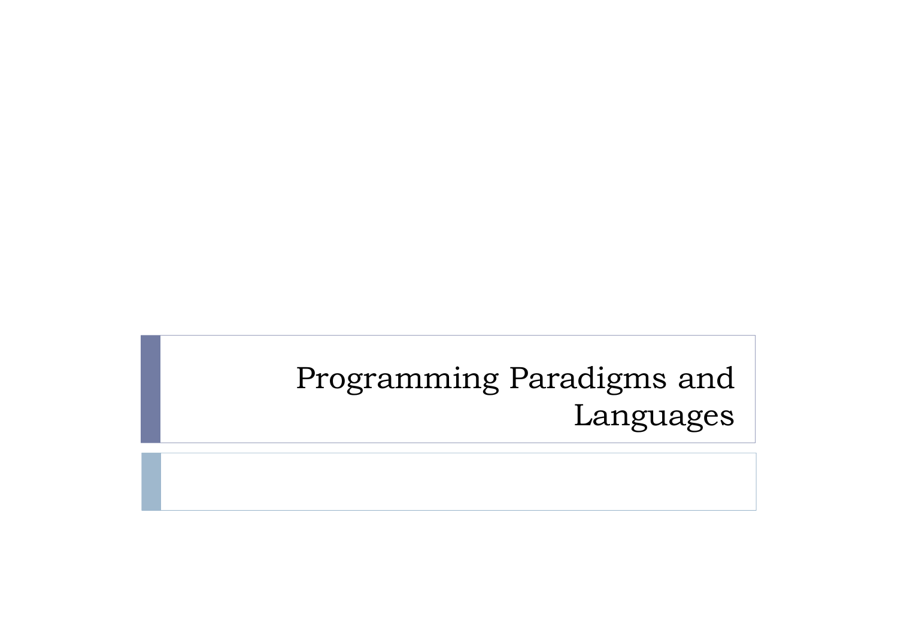# Programming Paradigms and Languages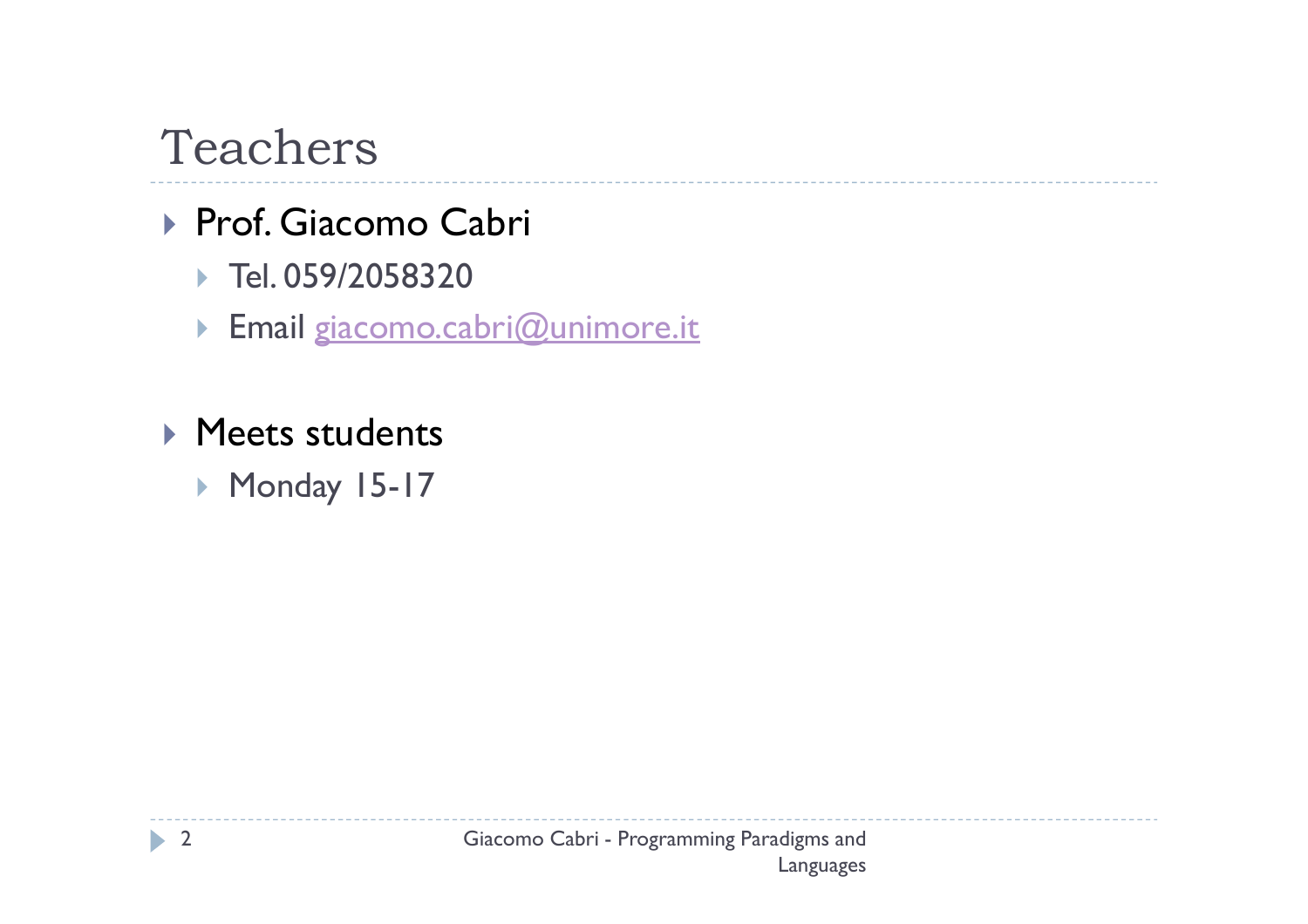# Teachers

- Prof. Giacomo Cabri
  - Tel. 059/2058320
  - Email giacomo.cabri@unimore.it

- Meets students
  - Monday 15-17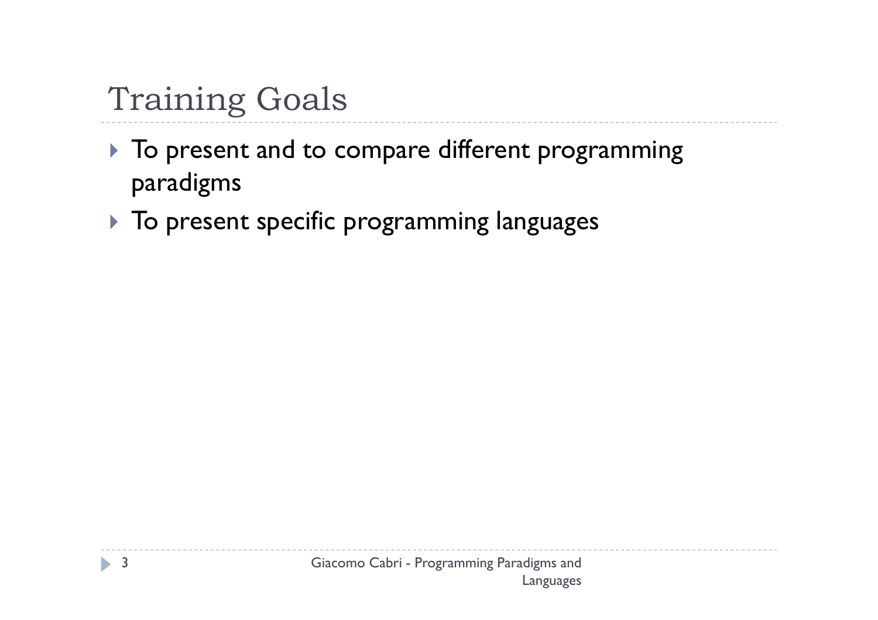# Training Goals

- To present and to compare different programming paradigms
- To present specific programming languages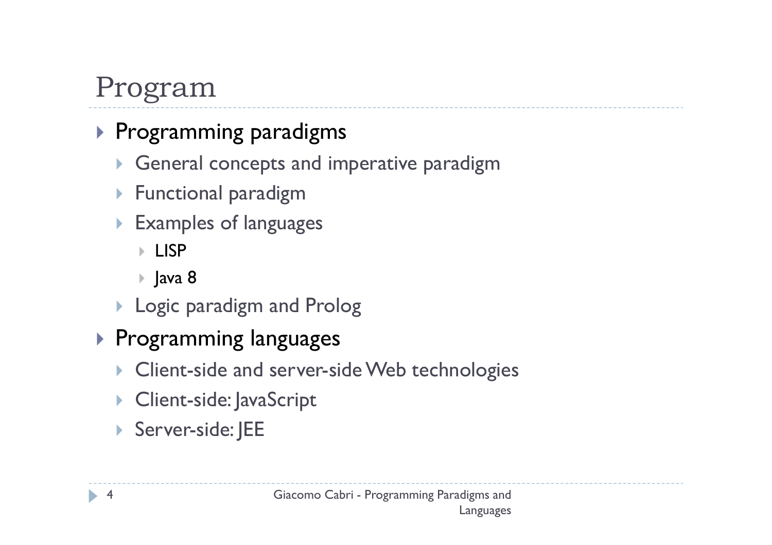# Program

- Programming paradigms
  - General concepts and imperative paradigm
  - Functional paradigm
  - Examples of languages
    - LISP
    - Java 8
  - Logic paradigm and Prolog
- Programming languages
  - Client-side and server-side Web technologies
  - Client-side: JavaScript
  - Server-side: JEE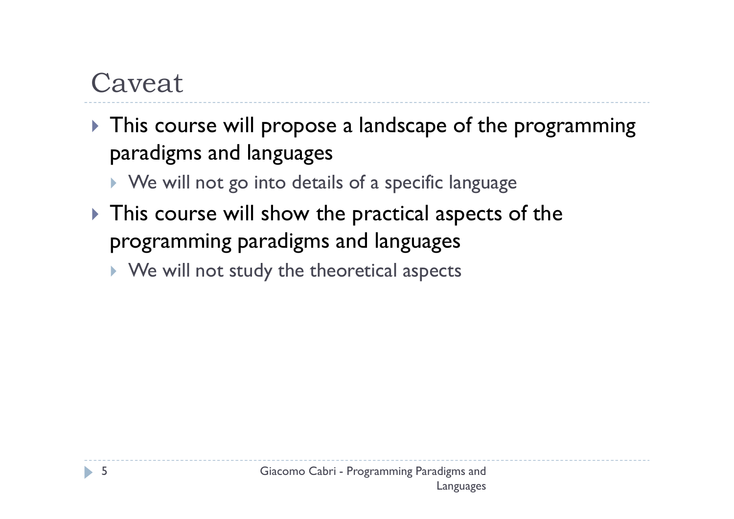# Caveat

- This course will propose a landscape of the programming paradigms and languages
  - We will not go into details of a specific language
- This course will show the practical aspects of the programming paradigms and languages
  - We will not study the theoretical aspects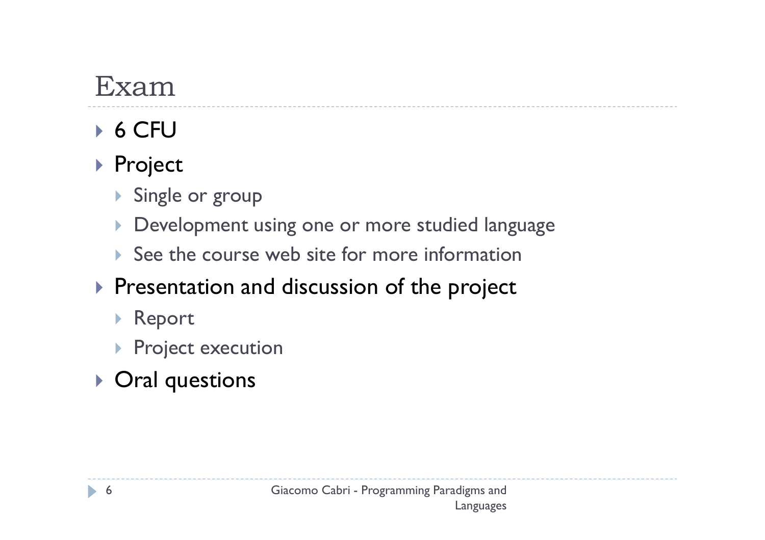# Exam

- 6 CFU
- Project
  - Single or group
  - Development using one or more studied language
  - See the course web site for more information
- Presentation and discussion of the project
  - Report
  - Project execution
- Oral questions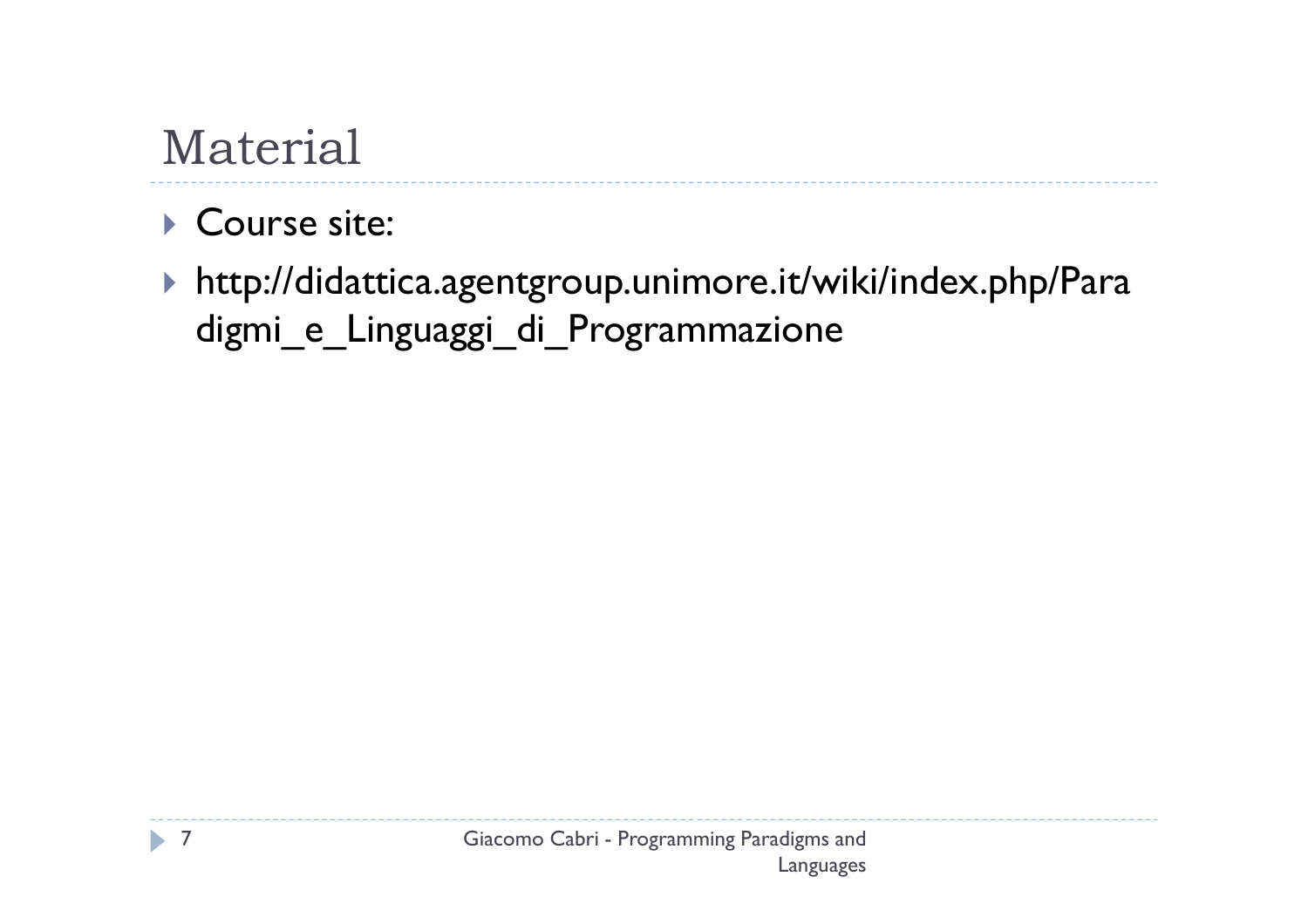# Material

- Course site:
- http://didattica.agentgroup.unimore.it/wiki/index.php/Paradigmi_e_Linguaggi_di_Programmazione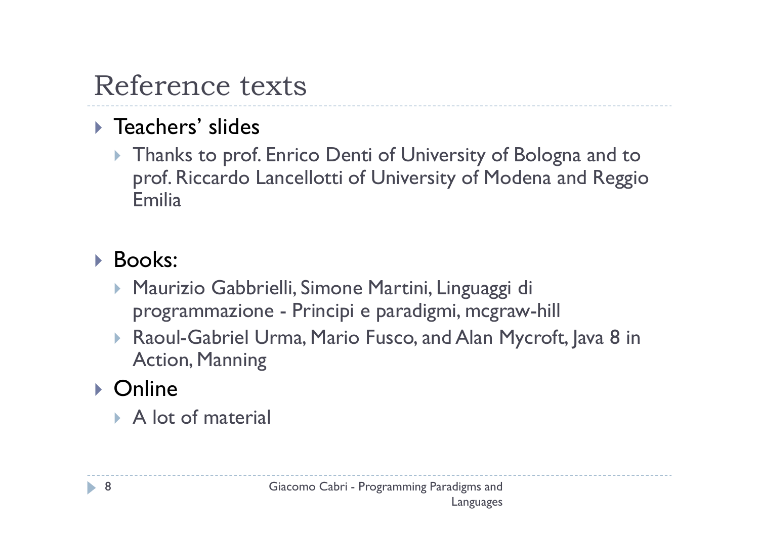# Reference texts

- Teachers' slides
  - Thanks to prof. Enrico Denti of University of Bologna and to prof. Riccardo Lancellotti of University of Modena and Reggio Emilia

- Books:
  - Maurizio Gabbrielli, Simone Martini, Linguaggi di programmazione - Principi e paradigmi, mcgraw-hill
  - Raoul-Gabriel Urma, Mario Fusco, and Alan Mycroft, Java 8 in Action, Manning
- Online
  - A lot of material